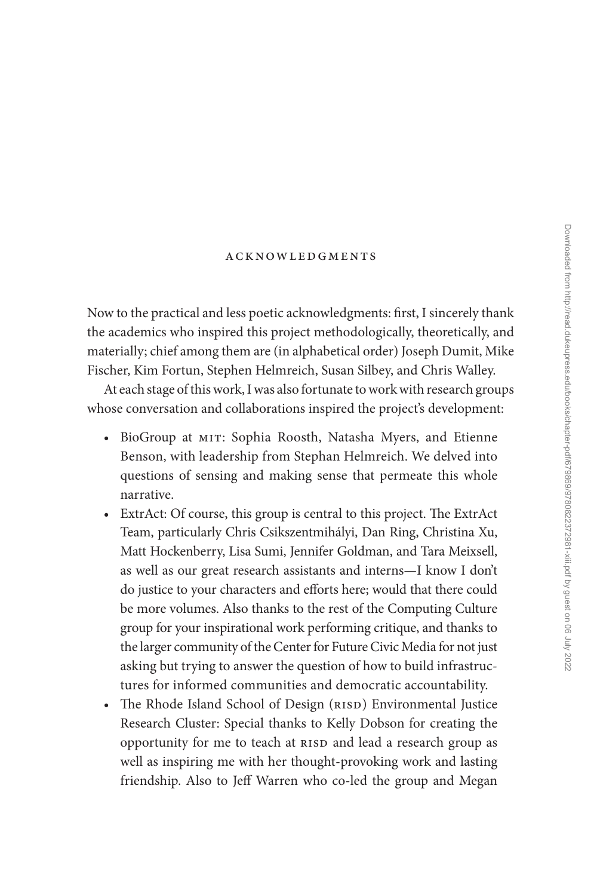# ACKNOWLEDGMENTS

Now to the practical and less poetic acknowledgments: first, I sincerely thank the academics who inspired this project methodologically, theoretically, and materially; chief among them are (in alphabetical order) Joseph Dumit, Mike Fischer, Kim Fortun, Stephen Helmreich, Susan Silbey, and Chris Walley.

At each stage of this work, I was also fortunate to work with research groups whose conversation and collaborations inspired the project's development:

- BioGroup at MIT: Sophia Roosth, Natasha Myers, and Etienne Benson, with leadership from Stephan Helmreich. We delved into questions of sensing and making sense that permeate this whole narrative.
- ExtrAct: Of course, this group is central to this project. The ExtrAct Team, particularly Chris Csikszentmihályi, Dan Ring, Christina Xu, Matt Hockenberry, Lisa Sumi, Jennifer Goldman, and Tara Meixsell, as well as our great research assistants and interns—I know I don't do justice to your characters and efforts here; would that there could be more volumes. Also thanks to the rest of the Computing Culture group for your inspirational work performing critique, and thanks to the larger community of the Center for Future Civic Media for not just asking but trying to answer the question of how to build infrastructures for informed communities and democratic accountability.
- The Rhode Island School of Design (RISD) Environmental Justice Research Cluster: Special thanks to Kelly Dobson for creating the opportunity for me to teach at RISD and lead a research group as well as inspiring me with her thought-provoking work and lasting friendship. Also to Jeff Warren who co-led the group and Megan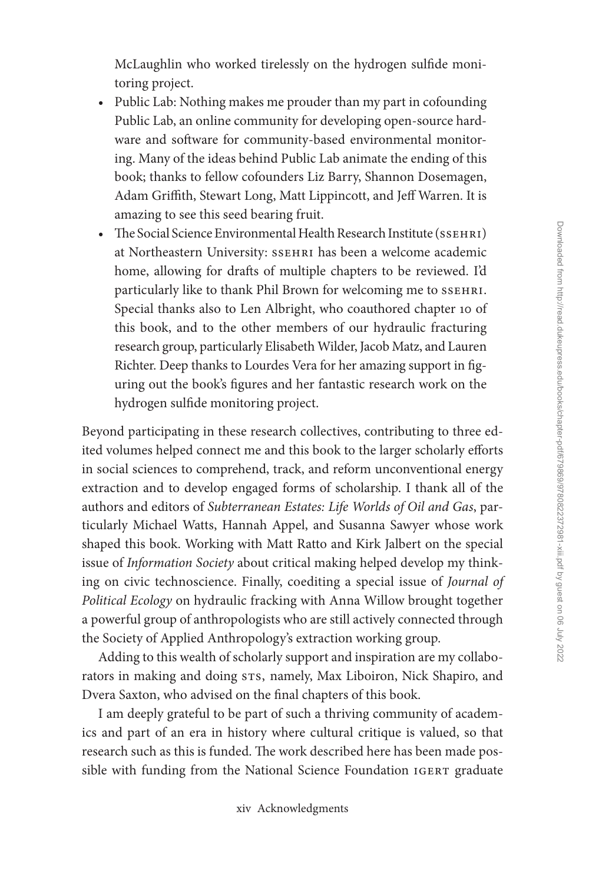McLaughlin who worked tirelessly on the hydrogen sulfide monitoring project.

- Public Lab: Nothing makes me prouder than my part in cofounding Public Lab, an online community for developing open-source hardware and software for community-based environmental monitoring. Many of the ideas behind Public Lab animate the ending of this book; thanks to fellow cofounders Liz Barry, Shannon Dosemagen, Adam Griffith, Stewart Long, Matt Lippincott, and Jeff Warren. It is amazing to see this seed bearing fruit.
- The Social Science Environmental Health Research Institute (SSEHRI) at Northeastern University: SSEHRI has been a welcome academic home, allowing for drafts of multiple chapters to be reviewed. I'd particularly like to thank Phil Brown for welcoming me to SSEHRI. Special thanks also to Len Albright, who coauthored chapter 10 of this book, and to the other members of our hydraulic fracturing research group, particularly Elisabeth Wilder, Jacob Matz, and Lauren Richter. Deep thanks to Lourdes Vera for her amazing support in figuring out the book's figures and her fantastic research work on the hydrogen sulfide monitoring project.

Beyond participating in these research collectives, contributing to three edited volumes helped connect me and this book to the larger scholarly efforts in social sciences to comprehend, track, and reform unconventional energy extraction and to develop engaged forms of scholarship. I thank all of the authors and editors of *Subterranean Estates: Life Worlds of Oil and Gas*, particularly Michael Watts, Hannah Appel, and Susanna Sawyer whose work shaped this book. Working with Matt Ratto and Kirk Jalbert on the special issue of *Information Society* about critical making helped develop my thinking on civic technoscience. Finally, coediting a special issue of *Journal of Political Ecology* on hydraulic fracking with Anna Willow brought together a powerful group of anthropologists who are still actively connected through the Society of Applied Anthropology's extraction working group.

Adding to this wealth of scholarly support and inspiration are my collaborators in making and doing STS, namely, Max Liboiron, Nick Shapiro, and Dvera Saxton, who advised on the final chapters of this book.

I am deeply grateful to be part of such a thriving community of academics and part of an era in history where cultural critique is valued, so that research such as this is funded. The work described here has been made possible with funding from the National Science Foundation IGERT graduate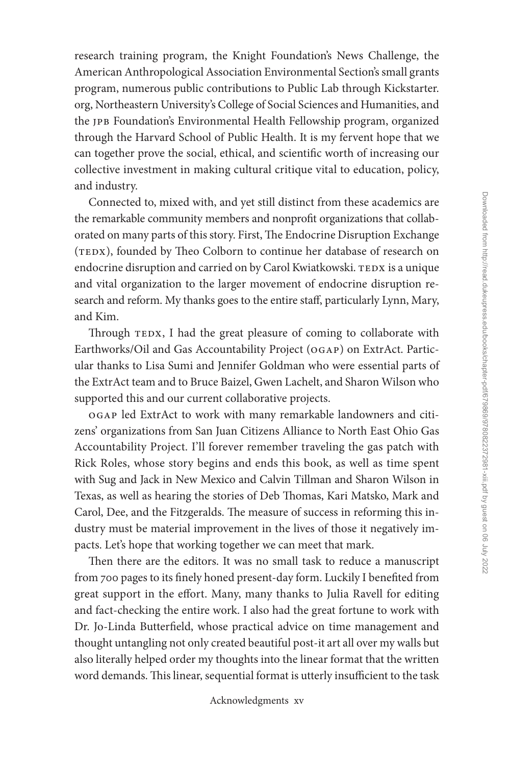research training program, the Knight Foundation's News Challenge, the American Anthropological Association Environmental Section's small grants program, numerous public contributions to Public Lab through Kickstarter.org, Northeastern University's College of Social Sciences and Humanities, and the JPB Foundation's Environmental Health Fellowship program, organized through the Harvard School of Public Health. It is my fervent hope that we can together prove the social, ethical, and scientific worth of increasing our collective investment in making cultural critique vital to education, policy, and industry.

Connected to, mixed with, and yet still distinct from these academics are the remarkable community members and nonprofit organizations that collaborated on many parts of this story. First, The Endocrine Disruption Exchange (TEDX), founded by Theo Colborn to continue her database of research on endocrine disruption and carried on by Carol Kwiatkowski. TEDX is a unique and vital organization to the larger movement of endocrine disruption research and reform. My thanks goes to the entire staff, particularly Lynn, Mary, and Kim.

Through TEDX, I had the great pleasure of coming to collaborate with Earthworks/Oil and Gas Accountability Project (OGAP) on ExtrAct. Particular thanks to Lisa Sumi and Jennifer Goldman who were essential parts of the ExtrAct team and to Bruce Baizel, Gwen Lachelt, and Sharon Wilson who supported this and our current collaborative projects.

OGAP led ExtrAct to work with many remarkable landowners and citizens' organizations from San Juan Citizens Alliance to North East Ohio Gas Accountability Project. I'll forever remember traveling the gas patch with Rick Roles, whose story begins and ends this book, as well as time spent with Sug and Jack in New Mexico and Calvin Tillman and Sharon Wilson in Texas, as well as hearing the stories of Deb Thomas, Kari Matsko, Mark and Carol, Dee, and the Fitzgeralds. The measure of success in reforming this industry must be material improvement in the lives of those it negatively impacts. Let's hope that working together we can meet that mark.

Then there are the editors. It was no small task to reduce a manuscript from 700 pages to its finely honed present-day form. Luckily I benefited from great support in the effort. Many, many thanks to Julia Ravell for editing and fact-checking the entire work. I also had the great fortune to work with Dr. Jo-Linda Butterfield, whose practical advice on time management and thought untangling not only created beautiful post-it art all over my walls but also literally helped order my thoughts into the linear format that the written word demands. This linear, sequential format is utterly insufficient to the task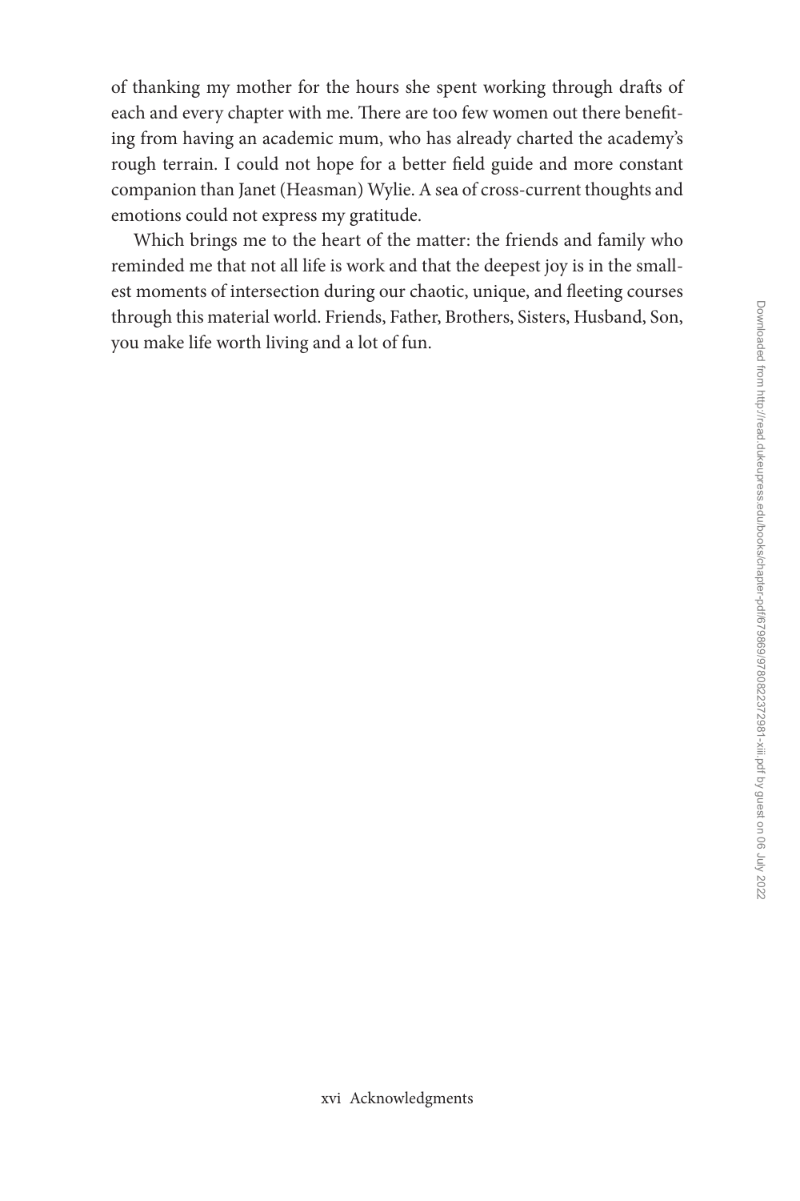of thanking my mother for the hours she spent working through drafts of each and every chapter with me. There are too few women out there benefiting from having an academic mum, who has already charted the academy's rough terrain. I could not hope for a better field guide and more constant companion than Janet (Heasman) Wylie. A sea of cross-current thoughts and emotions could not express my gratitude.

Which brings me to the heart of the matter: the friends and family who reminded me that not all life is work and that the deepest joy is in the smallest moments of intersection during our chaotic, unique, and fleeting courses through this material world. Friends, Father, Brothers, Sisters, Husband, Son, you make life worth living and a lot of fun.